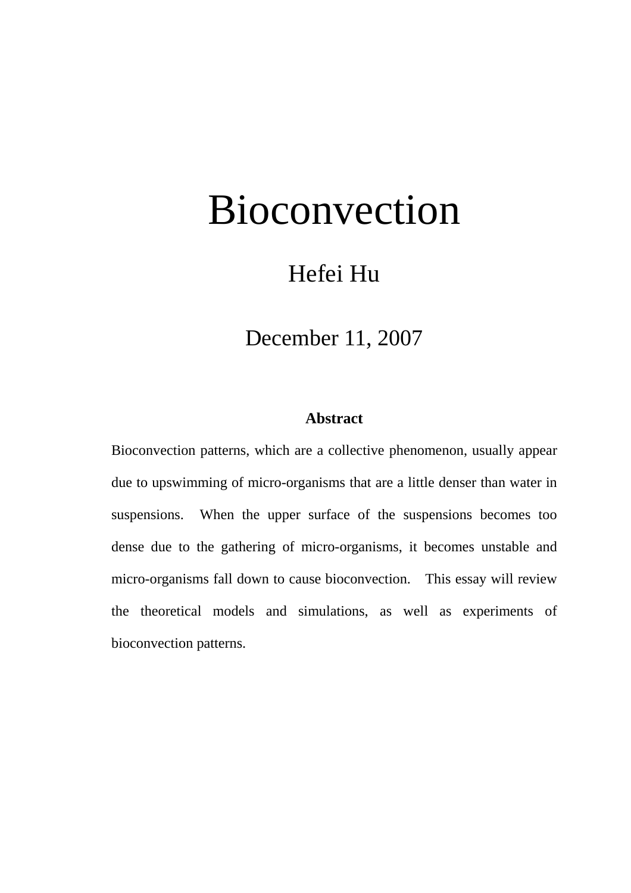# Bioconvection

Hefei Hu

December 11, 2007

**Abstract**

Bioconvection patterns, which are a collective phenomenon, usually appear due to upswimming of micro-organisms that are a little denser than water in suspensions. When the upper surface of the suspensions becomes too dense due to the gathering of micro-organisms, it becomes unstable and micro-organisms fall down to cause bioconvection. This essay will review the theoretical models and simulations, as well as experiments of bioconvection patterns.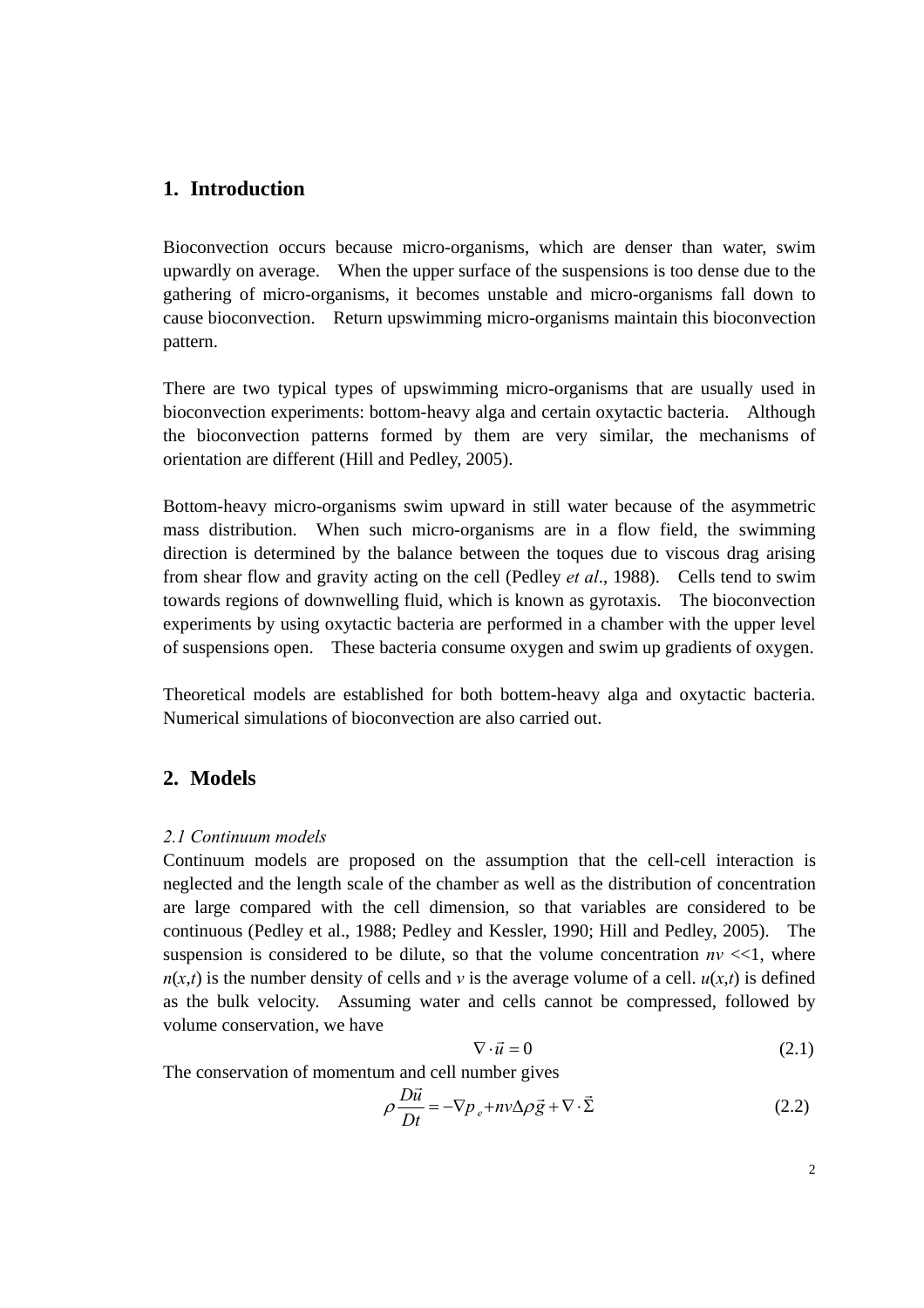## 1. Introduction

Bioconvection occurs because micro-organisms, which are denser than water, swim upwardly on average. When the upper surface of the suspensions is too dense due to the gathering of micro-organisms, it becomes unstable and micro-organisms fall down to cause bioconvection. Return upswimming micro-organisms maintain this bioconvection pattern.

There are two typical types of upswimming micro-organisms that are usually used in bioconvection experiments: bottom-heavy alga and certain oxytactic bacteria. Although the bioconvection patterns formed by them are very similar, the mechanisms of orientation are different (Hill and Pedley, 2005).

Bottom-heavy micro-organisms swim upward in still water because of the asymmetric mass distribution. When such micro-organisms are in a flow field, the swimming direction is determined by the balance between the toques due to viscous drag arising from shear flow and gravity acting on the cell (Pedley *et al*., 1988). Cells tend to swim towards regions of downwelling fluid, which is known as gyrotaxis. The bioconvection experiments by using oxytactic bacteria are performed in a chamber with the upper level of suspensions open. These bacteria consume oxygen and swim up gradients of oxygen.

Theoretical models are established for both bottem-heavy alga and oxytactic bacteria. Numerical simulations of bioconvection are also carried out.

## 2. Models

*2.1 Continuum models*

Continuum models are proposed on the assumption that the cell-cell interaction is neglected and the length scale of the chamber as well as the distribution of concentration are large compared with the cell dimension, so that variables are considered to be continuous (Pedley et al., 1988; Pedley and Kessler, 1990; Hill and Pedley, 2005). The suspension is considered to be dilute, so that the volume concentration $nv \ll 1$, where $n(x,t)$ is the number density of cells and $v$ is the average volume of a cell. $u(x,t)$ is defined as the bulk velocity. Assuming water and cells cannot be compressed, followed by volume conservation, we have

$$\nabla \cdot \vec{u} = 0 \tag{2.1}$$

The conservation of momentum and cell number gives

$$\rho \frac{D\vec{u}}{Dt} = -\nabla p_e + nv\Delta\rho\vec{g} + \nabla \cdot \vec{\Sigma} \tag{2.2}$$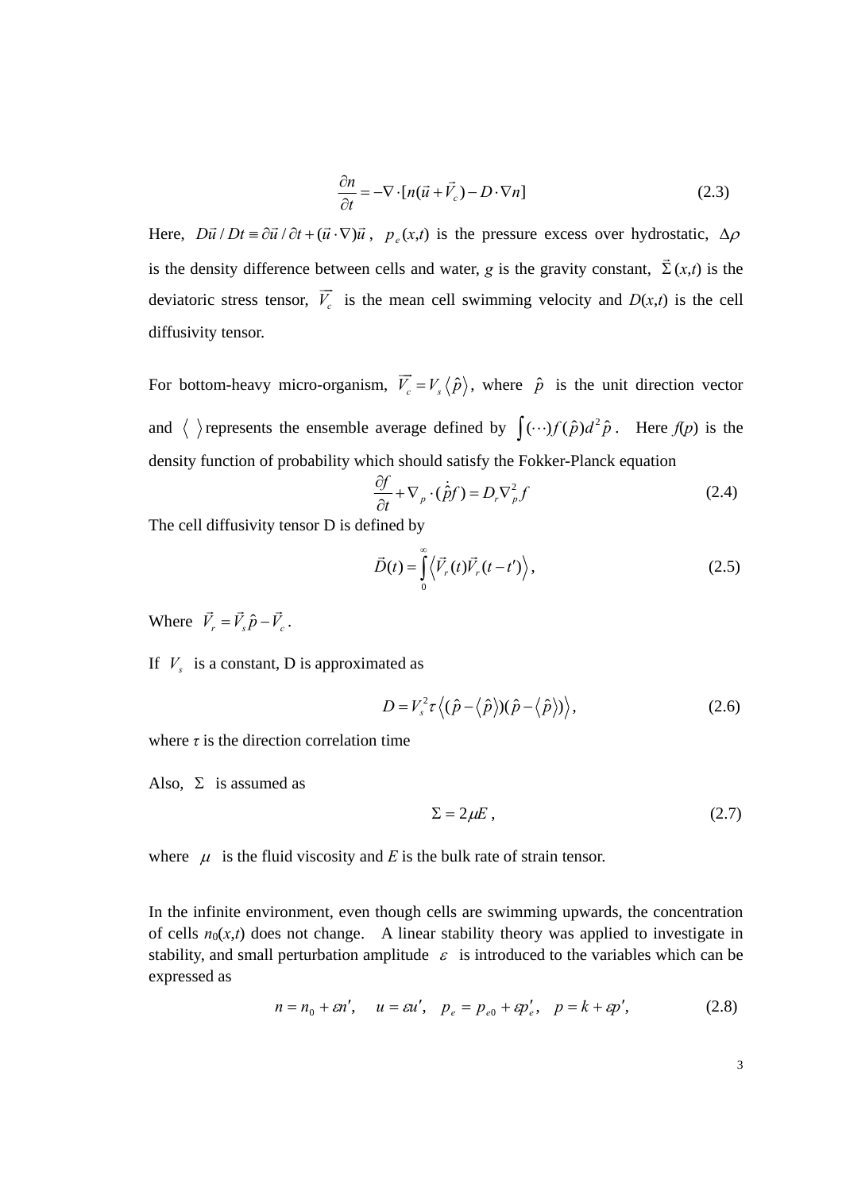$$\frac{\partial n}{\partial t} = -\nabla \cdot [n(\vec{u} + \vec{V}_c) - D \cdot \nabla n] \tag{2.3}$$

Here, $D\vec{u}/Dt \equiv \partial\vec{u}/\partial t + (\vec{u}\cdot\nabla)\vec{u}$, $p_e(x,t)$ is the pressure excess over hydrostatic, $\Delta\rho$ is the density difference between cells and water, $g$ is the gravity constant, $\vec{\vec{\Sigma}}(x,t)$ is the deviatoric stress tensor, $\vec{V_c}$ is the mean cell swimming velocity and $D(x,t)$ is the cell diffusivity tensor.

For bottom-heavy micro-organism, $\vec{V_c} = V_s \langle \hat{p} \rangle$, where $\hat{p}$ is the unit direction vector and $\langle \ \rangle$ represents the ensemble average defined by $\int (\cdots) f(\hat{p}) d^2\hat{p}$. Here $f(p)$ is the density function of probability which should satisfy the Fokker-Planck equation

$$\frac{\partial f}{\partial t} + \nabla_p \cdot (\dot{\hat{p}} f) = D_r \nabla_p^2 f \tag{2.4}$$

The cell diffusivity tensor D is defined by

$$\vec{D}(t) = \int_0^\infty \left\langle \vec{V}_r(t)\vec{V}_r(t-t') \right\rangle, \tag{2.5}$$

Where $\vec{V}_r = \vec{V}_s\hat{p} - \vec{V}_c$.

If $V_s$ is a constant, D is approximated as

$$D = V_s^2 \tau \left\langle (\hat{p} - \langle \hat{p} \rangle)(\hat{p} - \langle \hat{p} \rangle) \right\rangle, \tag{2.6}$$

where $\tau$ is the direction correlation time

Also, $\Sigma$ is assumed as

$$\Sigma = 2\mu E, \tag{2.7}$$

where $\mu$ is the fluid viscosity and $E$ is the bulk rate of strain tensor.

In the infinite environment, even though cells are swimming upwards, the concentration of cells $n_0(x,t)$ does not change. A linear stability theory was applied to investigate in stability, and small perturbation amplitude $\varepsilon$ is introduced to the variables which can be expressed as

$$n = n_0 + \varepsilon n', \quad u = \varepsilon u', \quad p_e = p_{e0} + \varepsilon p'_e, \quad p = k + \varepsilon p', \tag{2.8}$$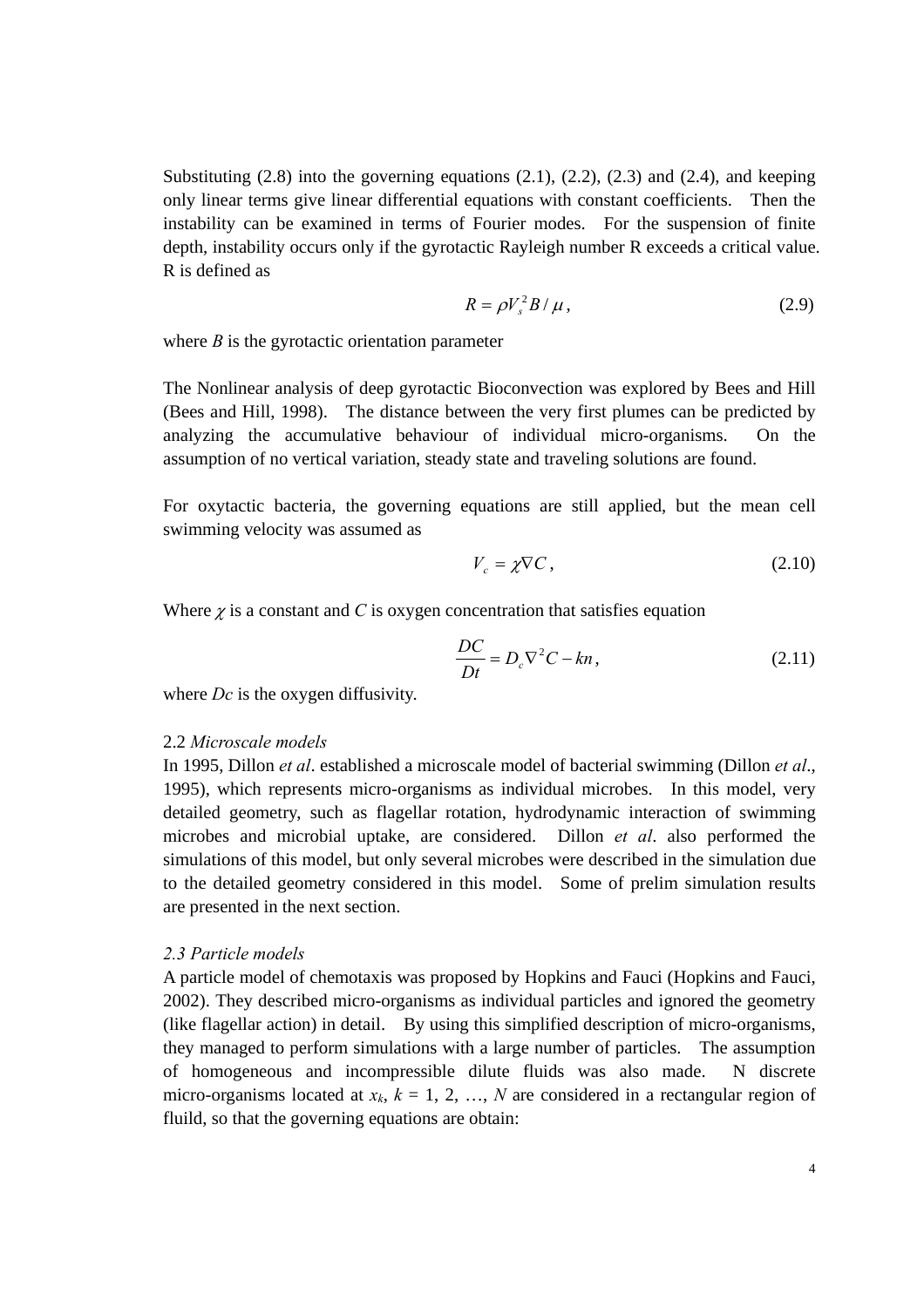Substituting (2.8) into the governing equations (2.1), (2.2), (2.3) and (2.4), and keeping only linear terms give linear differential equations with constant coefficients. Then the instability can be examined in terms of Fourier modes. For the suspension of finite depth, instability occurs only if the gyrotactic Rayleigh number R exceeds a critical value. R is defined as

$$R = \rho V_s^2 B / \mu \,, \tag{2.9}$$

where $B$ is the gyrotactic orientation parameter

The Nonlinear analysis of deep gyrotactic Bioconvection was explored by Bees and Hill (Bees and Hill, 1998). The distance between the very first plumes can be predicted by analyzing the accumulative behaviour of individual micro-organisms. On the assumption of no vertical variation, steady state and traveling solutions are found.

For oxytactic bacteria, the governing equations are still applied, but the mean cell swimming velocity was assumed as

$$V_c = \chi \nabla C \,, \tag{2.10}$$

Where $\chi$ is a constant and $C$ is oxygen concentration that satisfies equation

$$\frac{DC}{Dt} = D_c \nabla^2 C - kn \,, \tag{2.11}$$

where $Dc$ is the oxygen diffusivity.

2.2 *Microscale models*

In 1995, Dillon *et al*. established a microscale model of bacterial swimming (Dillon *et al*., 1995), which represents micro-organisms as individual microbes. In this model, very detailed geometry, such as flagellar rotation, hydrodynamic interaction of swimming microbes and microbial uptake, are considered. Dillon *et al*. also performed the simulations of this model, but only several microbes were described in the simulation due to the detailed geometry considered in this model. Some of prelim simulation results are presented in the next section.

*2.3 Particle models*

A particle model of chemotaxis was proposed by Hopkins and Fauci (Hopkins and Fauci, 2002). They described micro-organisms as individual particles and ignored the geometry (like flagellar action) in detail. By using this simplified description of micro-organisms, they managed to perform simulations with a large number of particles. The assumption of homogeneous and incompressible dilute fluids was also made. N discrete micro-organisms located at $x_k$, $k = 1, 2, \ldots, N$ are considered in a rectangular region of fluild, so that the governing equations are obtain: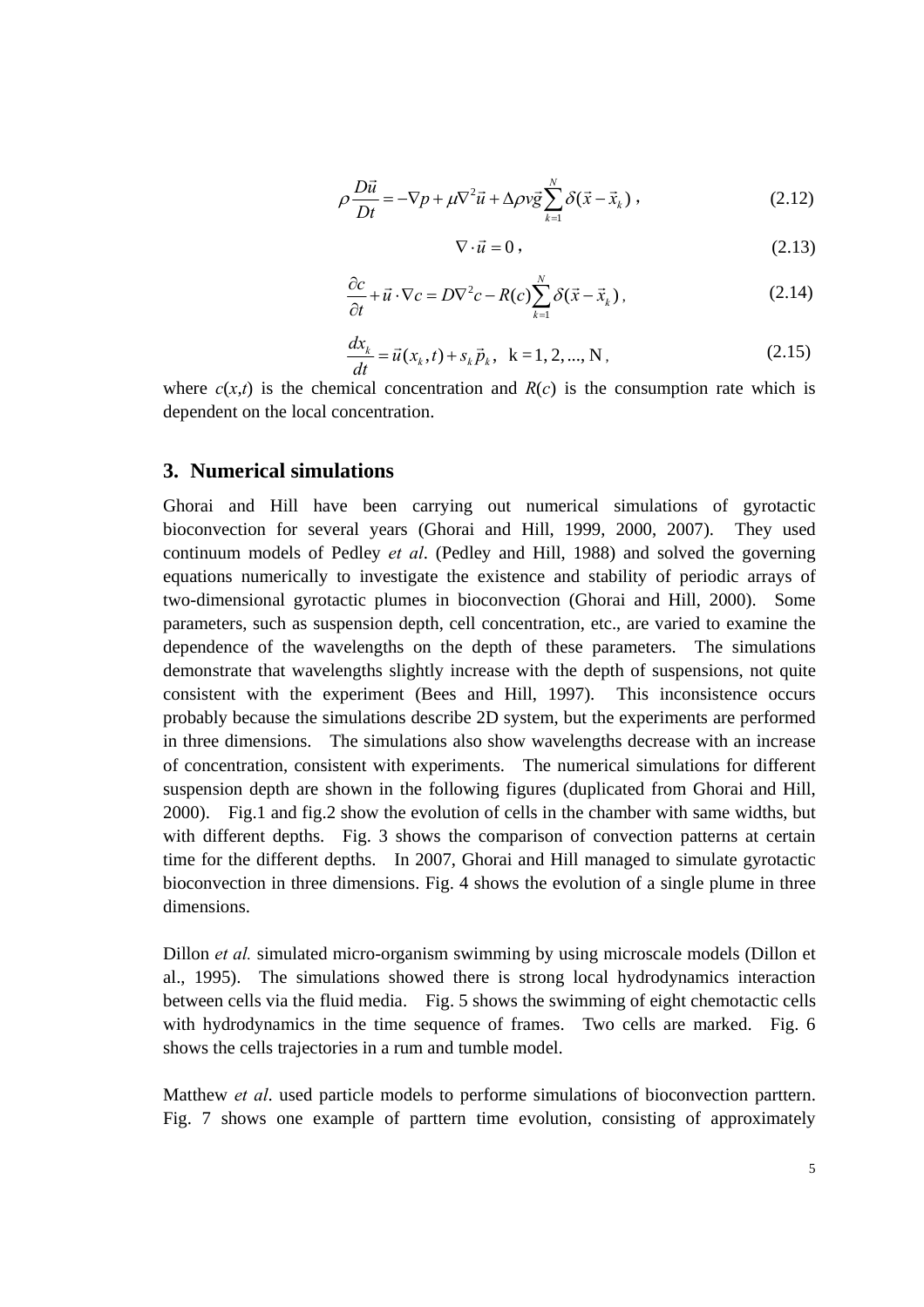$$\rho \frac{D\vec{u}}{Dt} = -\nabla p + \mu \nabla^2 \vec{u} + \Delta \rho v \vec{g} \sum_{k=1}^{N} \delta(\vec{x} - \vec{x}_k) \, , \tag{2.12}$$

$$\nabla \cdot \vec{u} = 0 \, , \tag{2.13}$$

$$\frac{\partial c}{\partial t} + \vec{u} \cdot \nabla c = D \nabla^2 c - R(c) \sum_{k=1}^{N} \delta(\vec{x} - \vec{x}_k) \, , \tag{2.14}$$

$$\frac{dx_k}{dt} = \vec{u}(x_k, t) + s_k \vec{p}_k \, , \quad \text{k} = 1, 2, ..., \text{N} \, , \tag{2.15}$$

where $c(x,t)$ is the chemical concentration and $R(c)$ is the consumption rate which is dependent on the local concentration.

## 3. Numerical simulations

Ghorai and Hill have been carrying out numerical simulations of gyrotactic bioconvection for several years (Ghorai and Hill, 1999, 2000, 2007). They used continuum models of Pedley *et al*. (Pedley and Hill, 1988) and solved the governing equations numerically to investigate the existence and stability of periodic arrays of two-dimensional gyrotactic plumes in bioconvection (Ghorai and Hill, 2000). Some parameters, such as suspension depth, cell concentration, etc., are varied to examine the dependence of the wavelengths on the depth of these parameters. The simulations demonstrate that wavelengths slightly increase with the depth of suspensions, not quite consistent with the experiment (Bees and Hill, 1997). This inconsistence occurs probably because the simulations describe 2D system, but the experiments are performed in three dimensions. The simulations also show wavelengths decrease with an increase of concentration, consistent with experiments. The numerical simulations for different suspension depth are shown in the following figures (duplicated from Ghorai and Hill, 2000). Fig.1 and fig.2 show the evolution of cells in the chamber with same widths, but with different depths. Fig. 3 shows the comparison of convection patterns at certain time for the different depths. In 2007, Ghorai and Hill managed to simulate gyrotactic bioconvection in three dimensions. Fig. 4 shows the evolution of a single plume in three dimensions.

Dillon *et al.* simulated micro-organism swimming by using microscale models (Dillon et al., 1995). The simulations showed there is strong local hydrodynamics interaction between cells via the fluid media. Fig. 5 shows the swimming of eight chemotactic cells with hydrodynamics in the time sequence of frames. Two cells are marked. Fig. 6 shows the cells trajectories in a rum and tumble model.

Matthew *et al*. used particle models to performe simulations of bioconvection parttern. Fig. 7 shows one example of parttern time evolution, consisting of approximately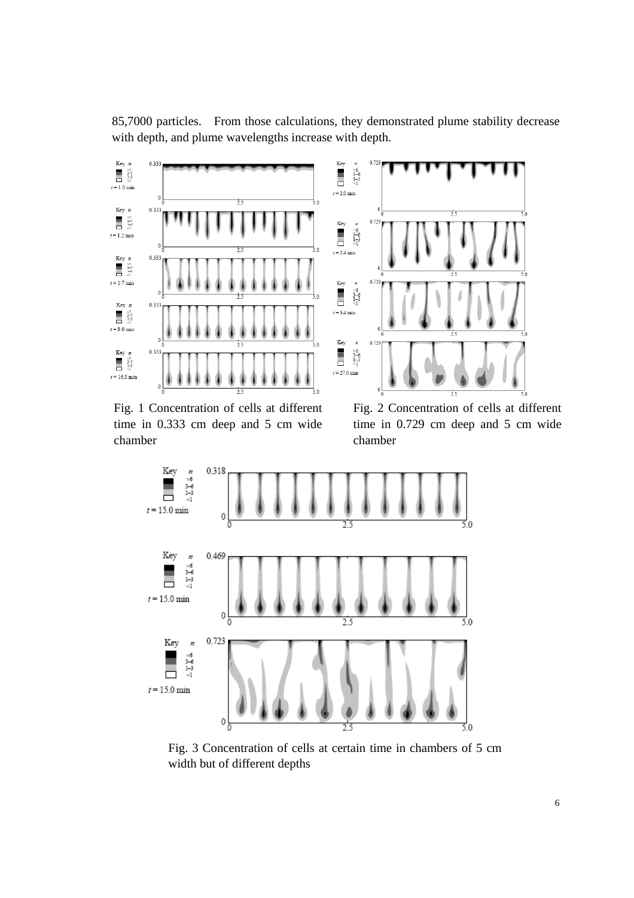85,7000 particles. From those calculations, they demonstrated plume stability decrease with depth, and plume wavelengths increase with depth.

Fig. 1 Concentration of cells at different time in 0.333 cm deep and 5 cm wide chamber

Fig. 2 Concentration of cells at different time in 0.729 cm deep and 5 cm wide chamber

Fig. 3 Concentration of cells at certain time in chambers of 5 cm width but of different depths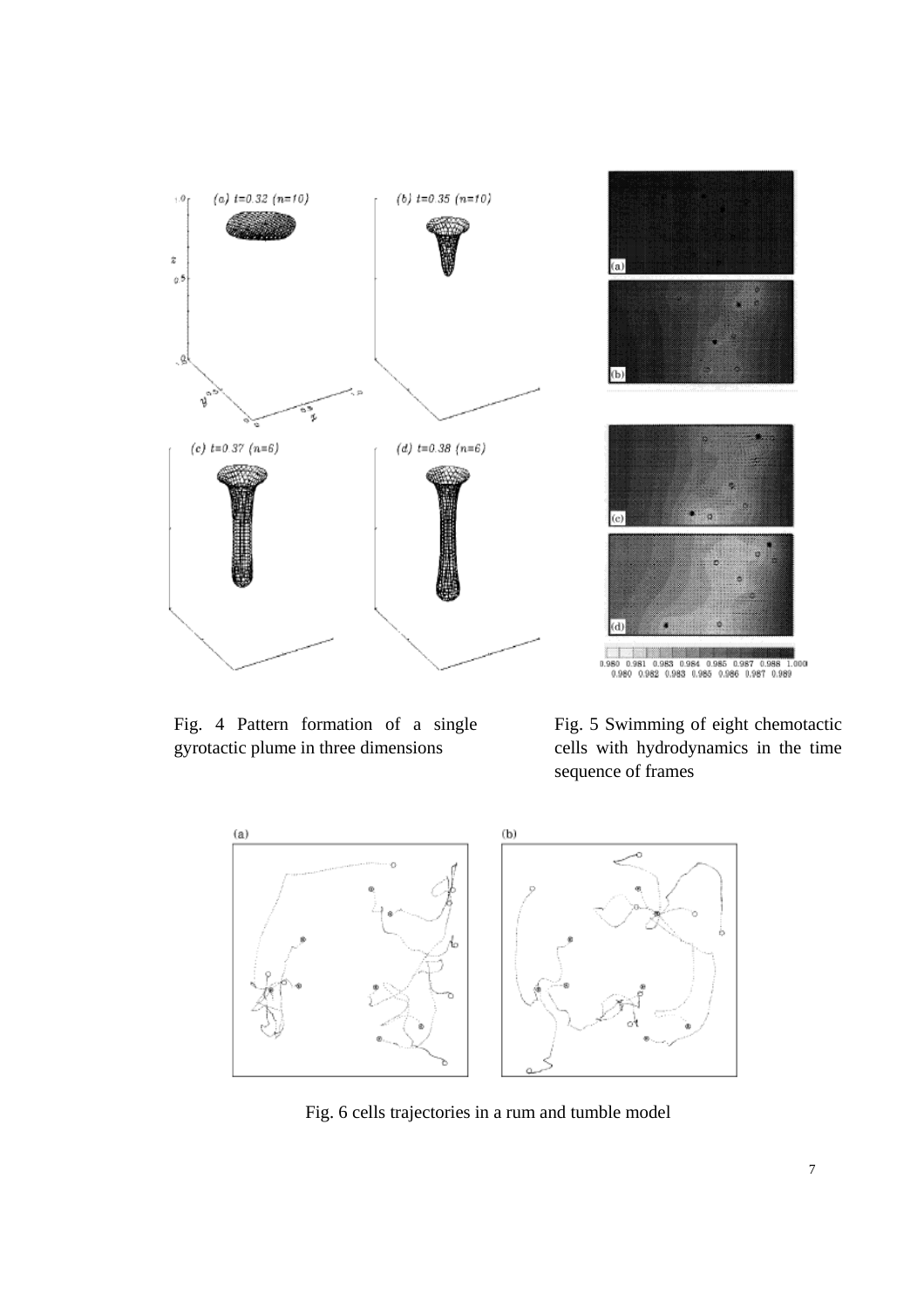Fig. 4 Pattern formation of a single gyrotactic plume in three dimensions

Fig. 5 Swimming of eight chemotactic cells with hydrodynamics in the time sequence of frames

Fig. 6 cells trajectories in a rum and tumble model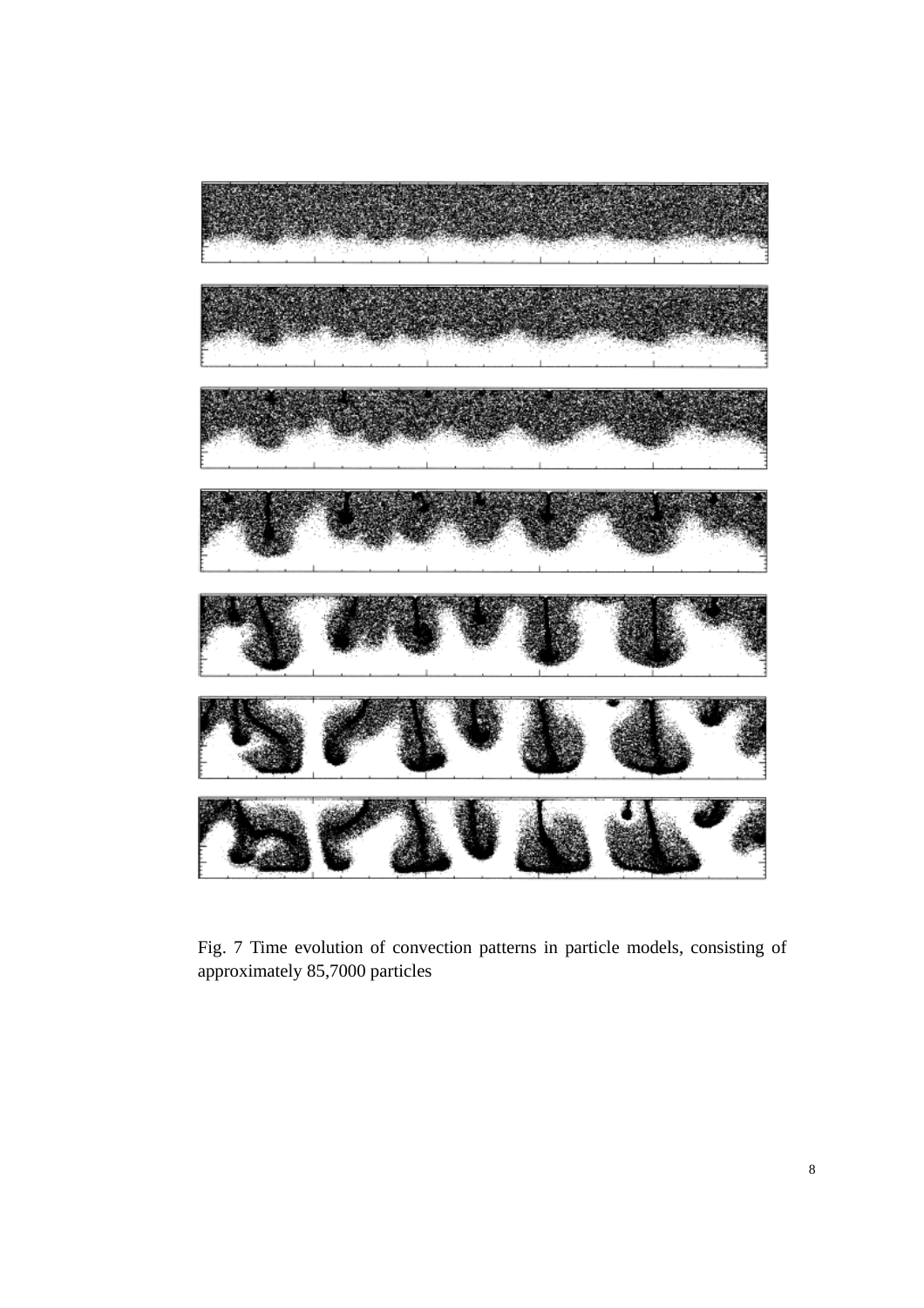Fig. 7 Time evolution of convection patterns in particle models, consisting of approximately 85,7000 particles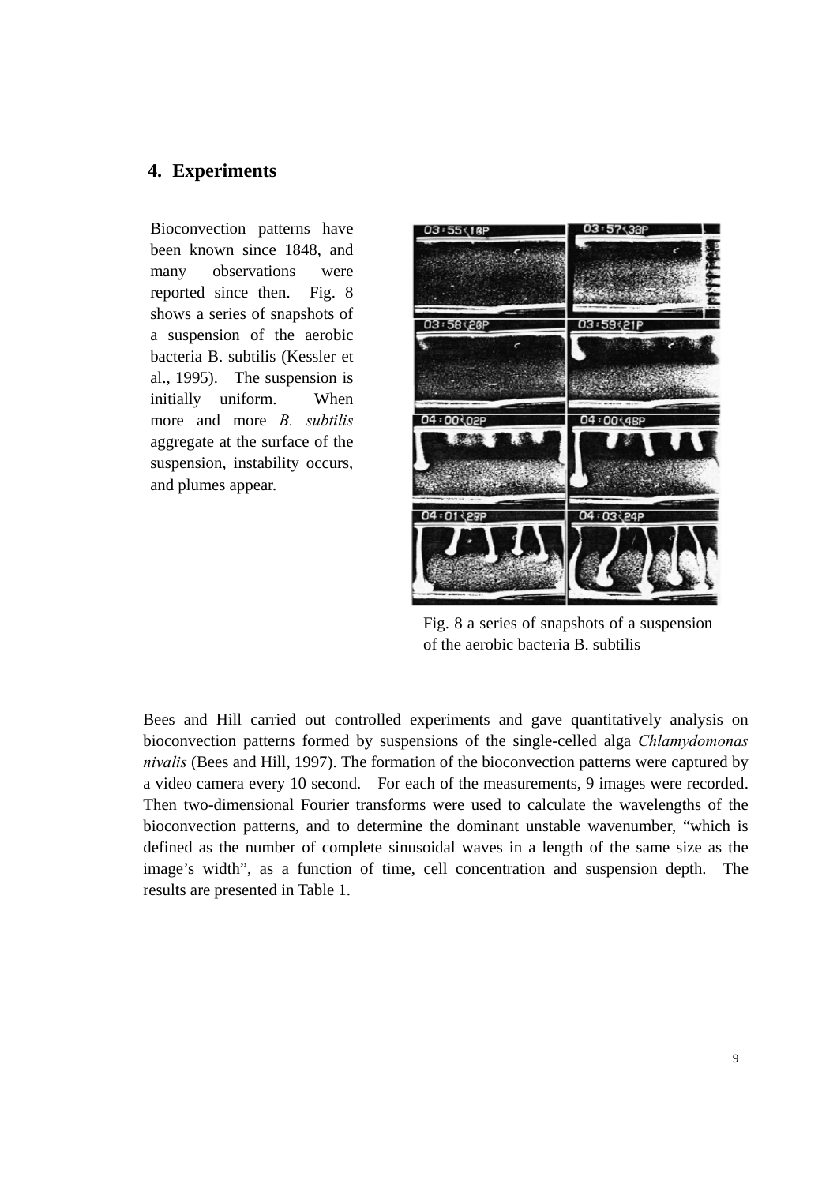## 4. Experiments

Bioconvection patterns have been known since 1848, and many observations were reported since then. Fig. 8 shows a series of snapshots of a suspension of the aerobic bacteria B. subtilis (Kessler et al., 1995). The suspension is initially uniform. When more and more *B. subtilis* aggregate at the surface of the suspension, instability occurs, and plumes appear.

Fig. 8 a series of snapshots of a suspension of the aerobic bacteria B. subtilis

Bees and Hill carried out controlled experiments and gave quantitatively analysis on bioconvection patterns formed by suspensions of the single-celled alga *Chlamydomonas nivalis* (Bees and Hill, 1997). The formation of the bioconvection patterns were captured by a video camera every 10 second. For each of the measurements, 9 images were recorded. Then two-dimensional Fourier transforms were used to calculate the wavelengths of the bioconvection patterns, and to determine the dominant unstable wavenumber, "which is defined as the number of complete sinusoidal waves in a length of the same size as the image's width", as a function of time, cell concentration and suspension depth. The results are presented in Table 1.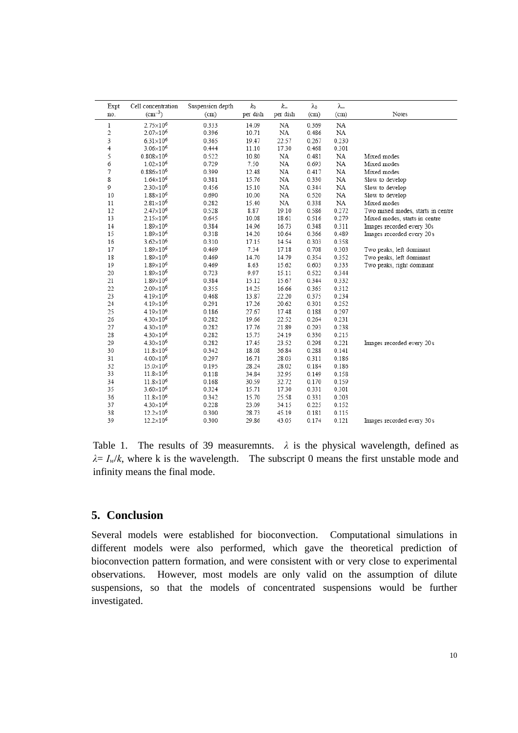| Expt no. | Cell concentration ($cm^{-3}$) | Suspension depth (cm) | $k_0$ per dish | $k_\infty$ per dish | $\lambda_0$ (cm) | $\lambda_\infty$ (cm) | Notes |
|---|---|---|---|---|---|---|---|
| 1 | $2.75\times10^6$ | 0.333 | 14.09 | NA | 0.369 | NA | |
| 2 | $2.07\times10^6$ | 0.396 | 10.71 | NA | 0.486 | NA | |
| 3 | $6.31\times10^6$ | 0.365 | 19.47 | 22.57 | 0.267 | 0.230 | |
| 4 | $3.06\times10^6$ | 0.444 | 11.10 | 17.30 | 0.468 | 0.301 | |
| 5 | $0.808\times10^6$ | 0.522 | 10.80 | NA | 0.481 | NA | Mixed modes |
| 6 | $1.02\times10^6$ | 0.729 | 7.50 | NA | 0.693 | NA | Mixed modes |
| 7 | $0.886\times10^6$ | 0.399 | 12.48 | NA | 0.417 | NA | Mixed modes |
| 8 | $1.64\times10^6$ | 0.381 | 15.76 | NA | 0.330 | NA | Slow to develop |
| 9 | $2.30\times10^6$ | 0.456 | 15.10 | NA | 0.344 | NA | Slow to develop |
| 10 | $1.88\times10^6$ | 0.690 | 10.00 | NA | 0.520 | NA | Slow to develop |
| 11 | $2.81\times10^6$ | 0.282 | 15.40 | NA | 0.338 | NA | Mixed modes |
| 12 | $2.47\times10^6$ | 0.528 | 8.87 | 19.10 | 0.586 | 0.272 | Two mixed modes, starts in centre |
| 13 | $2.15\times10^6$ | 0.645 | 10.08 | 18.61 | 0.516 | 0.279 | Mixed modes, starts in centre |
| 14 | $1.89\times10^6$ | 0.384 | 14.96 | 16.73 | 0.348 | 0.311 | Images recorded every 30s |
| 15 | $1.89\times10^6$ | 0.318 | 14.20 | 10.64 | 0.366 | 0.489 | Images recorded every 20 s |
| 16 | $3.62\times10^6$ | 0.310 | 17.15 | 14.54 | 0.303 | 0.358 | |
| 17 | $1.89\times10^6$ | 0.469 | 7.34 | 17.18 | 0.708 | 0.303 | Two peaks, left dominant |
| 18 | $1.89\times10^6$ | 0.469 | 14.70 | 14.79 | 0.354 | 0.352 | Two peaks, left dominant |
| 19 | $1.89\times10^6$ | 0.469 | 8.63 | 15.62 | 0.603 | 0.333 | Two peaks, right dominant |
| 20 | $1.89\times10^6$ | 0.723 | 9.97 | 15.11 | 0.522 | 0.344 | |
| 21 | $1.89\times10^6$ | 0.384 | 15.12 | 15.67 | 0.344 | 0.332 | |
| 22 | $2.09\times10^6$ | 0.355 | 14.25 | 16.66 | 0.365 | 0.312 | |
| 23 | $4.19\times10^6$ | 0.468 | 13.87 | 22.20 | 0.375 | 0.234 | |
| 24 | $4.19\times10^6$ | 0.291 | 17.26 | 20.62 | 0.301 | 0.252 | |
| 25 | $4.19\times10^6$ | 0.186 | 27.67 | 17.48 | 0.188 | 0.297 | |
| 26 | $4.30\times10^6$ | 0.282 | 19.66 | 22.52 | 0.264 | 0.231 | |
| 27 | $4.30\times10^6$ | 0.282 | 17.76 | 21.89 | 0.293 | 0.238 | |
| 28 | $4.30\times10^6$ | 0.282 | 15.75 | 24.19 | 0.330 | 0.215 | |
| 29 | $4.30\times10^6$ | 0.282 | 17.45 | 23.52 | 0.298 | 0.221 | Images recorded every 20 s |
| 30 | $11.8\times10^6$ | 0.342 | 18.08 | 36.84 | 0.288 | 0.141 | |
| 31 | $4.00\times10^6$ | 0.297 | 16.71 | 28.03 | 0.311 | 0.186 | |
| 32 | $15.0\times10^6$ | 0.195 | 28.24 | 28.02 | 0.184 | 0.186 | |
| 33 | $11.8\times10^6$ | 0.118 | 34.84 | 32.95 | 0.149 | 0.158 | |
| 34 | $11.8\times10^6$ | 0.168 | 30.59 | 32.72 | 0.170 | 0.159 | |
| 35 | $3.60\times10^6$ | 0.324 | 15.71 | 17.30 | 0.331 | 0.301 | |
| 36 | $11.8\times10^6$ | 0.342 | 15.70 | 25.58 | 0.331 | 0.203 | |
| 37 | $4.30\times10^6$ | 0.228 | 23.09 | 34.15 | 0.225 | 0.152 | |
| 38 | $12.2\times10^6$ | 0.300 | 28.73 | 45.19 | 0.181 | 0.115 | |
| 39 | $12.2\times10^6$ | 0.300 | 29.86 | 43.05 | 0.174 | 0.121 | Images recorded every 30 s |

Table 1. The results of 39 measuremnts. $\lambda$ is the physical wavelength, defined as $\lambda = I_w/k$, where k is the wavelength. The subscript 0 means the first unstable mode and infinity means the final mode.

## 5. Conclusion

Several models were established for bioconvection. Computational simulations in different models were also performed, which gave the theoretical prediction of bioconvection pattern formation, and were consistent with or very close to experimental observations. However, most models are only valid on the assumption of dilute suspensions, so that the models of concentrated suspensions would be further investigated.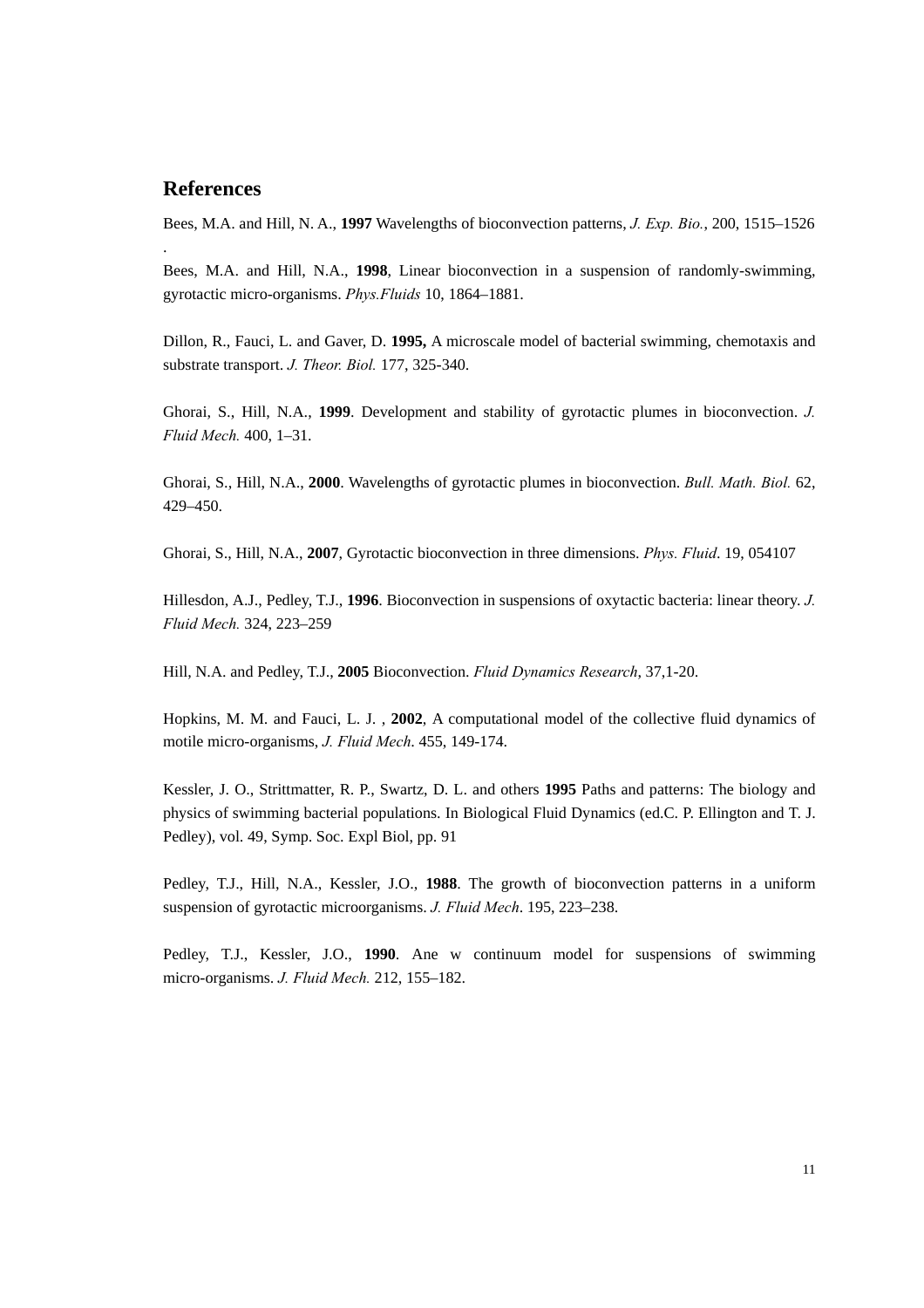## References

Bees, M.A. and Hill, N. A., **1997** Wavelengths of bioconvection patterns, *J. Exp. Bio.*, 200, 1515–1526 .

Bees, M.A. and Hill, N.A., **1998**, Linear bioconvection in a suspension of randomly-swimming, gyrotactic micro-organisms. *Phys.Fluids* 10, 1864–1881.

Dillon, R., Fauci, L. and Gaver, D. **1995,** A microscale model of bacterial swimming, chemotaxis and substrate transport. *J. Theor. Biol.* 177, 325-340.

Ghorai, S., Hill, N.A., **1999**. Development and stability of gyrotactic plumes in bioconvection. *J. Fluid Mech.* 400, 1–31.

Ghorai, S., Hill, N.A., **2000**. Wavelengths of gyrotactic plumes in bioconvection. *Bull. Math. Biol.* 62, 429–450.

Ghorai, S., Hill, N.A., **2007**, Gyrotactic bioconvection in three dimensions. *Phys. Fluid*. 19, 054107

Hillesdon, A.J., Pedley, T.J., **1996**. Bioconvection in suspensions of oxytactic bacteria: linear theory. *J. Fluid Mech.* 324, 223–259

Hill, N.A. and Pedley, T.J., **2005** Bioconvection. *Fluid Dynamics Research*, 37,1-20.

Hopkins, M. M. and Fauci, L. J. , **2002**, A computational model of the collective fluid dynamics of motile micro-organisms, *J. Fluid Mech*. 455, 149-174.

Kessler, J. O., Strittmatter, R. P., Swartz, D. L. and others **1995** Paths and patterns: The biology and physics of swimming bacterial populations. In Biological Fluid Dynamics (ed.C. P. Ellington and T. J. Pedley), vol. 49, Symp. Soc. Expl Biol, pp. 91

Pedley, T.J., Hill, N.A., Kessler, J.O., **1988**. The growth of bioconvection patterns in a uniform suspension of gyrotactic microorganisms. *J. Fluid Mech*. 195, 223–238.

Pedley, T.J., Kessler, J.O., **1990**. Ane w continuum model for suspensions of swimming micro-organisms. *J. Fluid Mech.* 212, 155–182.